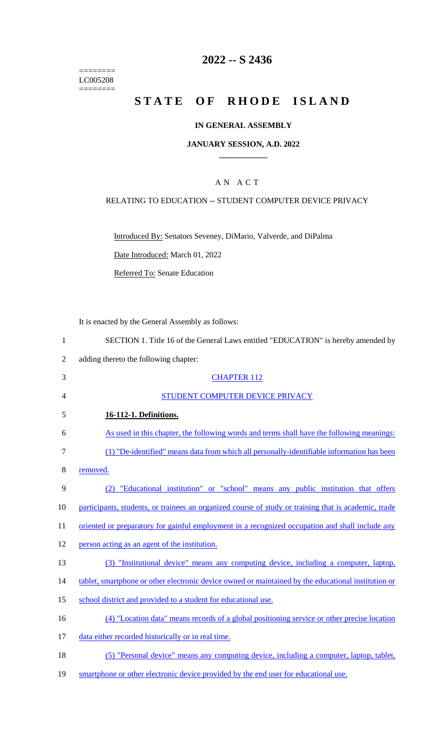========
LC005208
========

# 2022 -- S 2436

# STATE OF RHODE ISLAND

## IN GENERAL ASSEMBLY

## JANUARY SESSION, A.D. 2022

## A N A C T

RELATING TO EDUCATION -- STUDENT COMPUTER DEVICE PRIVACY

Introduced By: Senators Seveney, DiMario, Valverde, and DiPalma

Date Introduced: March 01, 2022

Referred To: Senate Education

It is enacted by the General Assembly as follows:

SECTION 1. Title 16 of the General Laws entitled "EDUCATION" is hereby amended by adding thereto the following chapter:

CHAPTER 112

STUDENT COMPUTER DEVICE PRIVACY

**16-112-1. Definitions.**

As used in this chapter, the following words and terms shall have the following meanings:

(1) "De-identified" means data from which all personally-identifiable information has been removed.

(2) "Educational institution" or "school" means any public institution that offers participants, students, or trainees an organized course of study or training that is academic, trade oriented or preparatory for gainful employment in a recognized occupation and shall include any person acting as an agent of the institution.

(3) "Institutional device" means any computing device, including a computer, laptop, tablet, smartphone or other electronic device owned or maintained by the educational institution or school district and provided to a student for educational use.

(4) "Location data" means records of a global positioning service or other precise location data either recorded historically or in real time.

(5) "Personal device" means any computing device, including a computer, laptop, tablet, smartphone or other electronic device provided by the end user for educational use.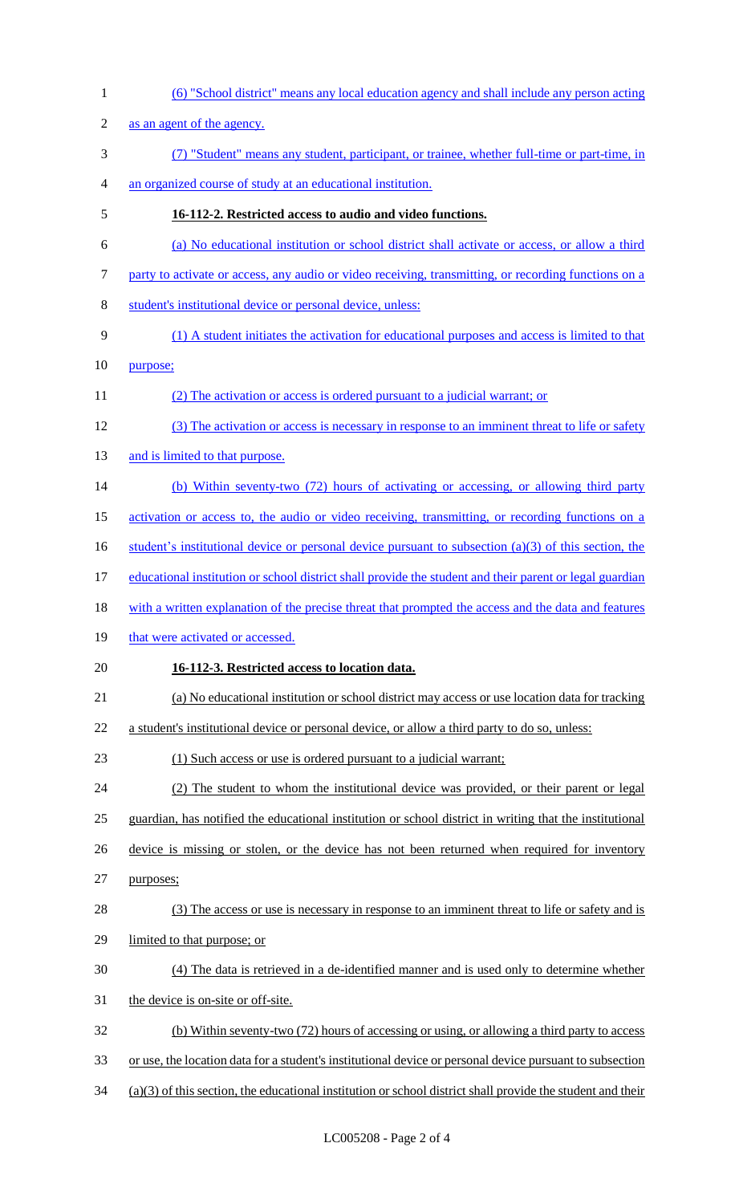(6) "School district" means any local education agency and shall include any person acting as an agent of the agency.

(7) "Student" means any student, participant, or trainee, whether full-time or part-time, in an organized course of study at an educational institution.

**16-112-2. Restricted access to audio and video functions.**

(a) No educational institution or school district shall activate or access, or allow a third party to activate or access, any audio or video receiving, transmitting, or recording functions on a student's institutional device or personal device, unless:

(1) A student initiates the activation for educational purposes and access is limited to that purpose;

(2) The activation or access is ordered pursuant to a judicial warrant; or

(3) The activation or access is necessary in response to an imminent threat to life or safety and is limited to that purpose.

(b) Within seventy-two (72) hours of activating or accessing, or allowing third party activation or access to, the audio or video receiving, transmitting, or recording functions on a student's institutional device or personal device pursuant to subsection (a)(3) of this section, the educational institution or school district shall provide the student and their parent or legal guardian with a written explanation of the precise threat that prompted the access and the data and features that were activated or accessed.

**16-112-3. Restricted access to location data.**

(a) No educational institution or school district may access or use location data for tracking a student's institutional device or personal device, or allow a third party to do so, unless:

(1) Such access or use is ordered pursuant to a judicial warrant;

(2) The student to whom the institutional device was provided, or their parent or legal guardian, has notified the educational institution or school district in writing that the institutional device is missing or stolen, or the device has not been returned when required for inventory purposes;

(3) The access or use is necessary in response to an imminent threat to life or safety and is limited to that purpose; or

(4) The data is retrieved in a de-identified manner and is used only to determine whether the device is on-site or off-site.

(b) Within seventy-two (72) hours of accessing or using, or allowing a third party to access or use, the location data for a student's institutional device or personal device pursuant to subsection (a)(3) of this section, the educational institution or school district shall provide the student and their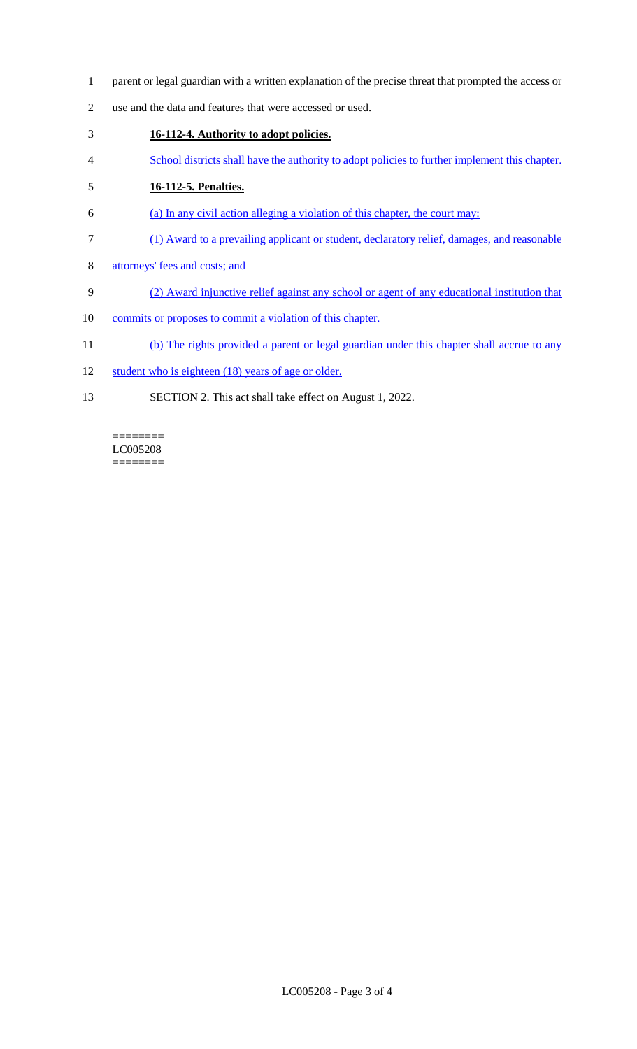parent or legal guardian with a written explanation of the precise threat that prompted the access or use and the data and features that were accessed or used.

**16-112-4. Authority to adopt policies.**

School districts shall have the authority to adopt policies to further implement this chapter.

**16-112-5. Penalties.**

(a) In any civil action alleging a violation of this chapter, the court may:

(1) Award to a prevailing applicant or student, declaratory relief, damages, and reasonable attorneys' fees and costs; and

(2) Award injunctive relief against any school or agent of any educational institution that commits or proposes to commit a violation of this chapter.

(b) The rights provided a parent or legal guardian under this chapter shall accrue to any student who is eighteen (18) years of age or older.

SECTION 2. This act shall take effect on August 1, 2022.

========
LC005208
========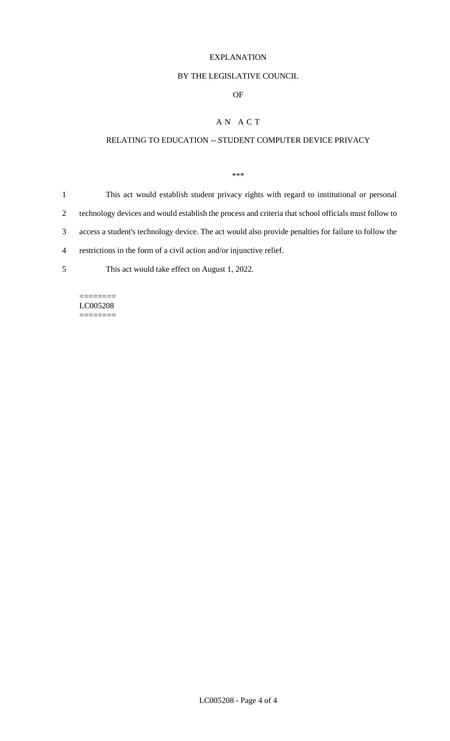EXPLANATION

BY THE LEGISLATIVE COUNCIL

OF

A N A C T

RELATING TO EDUCATION -- STUDENT COMPUTER DEVICE PRIVACY

\*\*\*

1 This act would establish student privacy rights with regard to institutional or personal
2 technology devices and would establish the process and criteria that school officials must follow to
3 access a student's technology device. The act would also provide penalties for failure to follow the
4 restrictions in the form of a civil action and/or injunctive relief.
5 This act would take effect on August 1, 2022.

========
LC005208
========